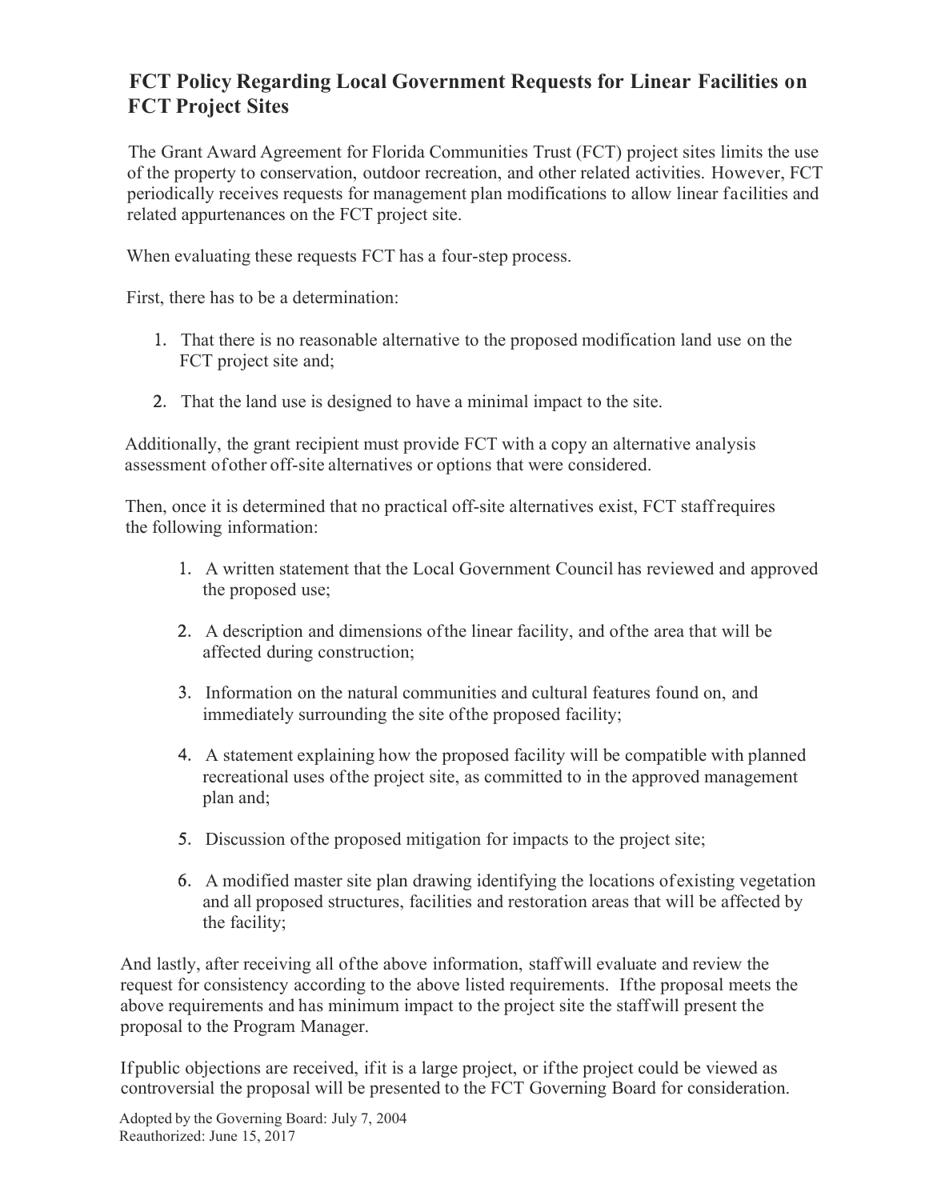# FCT Policy Regarding Local Government Requests for Linear Facilities on FCT Project Sites

The Grant Award Agreement for Florida Communities Trust (FCT) project sites limits the use of the property to conservation, outdoor recreation, and other related activities. However, FCT periodically receives requests for management plan modifications to allow linear facilities and related appurtenances on the FCT project site.

When evaluating these requests FCT has a four-step process.

First, there has to be a determination:

1. That there is no reasonable alternative to the proposed modification land use on the FCT project site and;
2. That the land use is designed to have a minimal impact to the site.

Additionally, the grant recipient must provide FCT with a copy an alternative analysis assessment of other off-site alternatives or options that were considered.

Then, once it is determined that no practical off-site alternatives exist, FCT staff requires the following information:

1. A written statement that the Local Government Council has reviewed and approved the proposed use;
2. A description and dimensions of the linear facility, and of the area that will be affected during construction;
3. Information on the natural communities and cultural features found on, and immediately surrounding the site of the proposed facility;
4. A statement explaining how the proposed facility will be compatible with planned recreational uses of the project site, as committed to in the approved management plan and;
5. Discussion of the proposed mitigation for impacts to the project site;
6. A modified master site plan drawing identifying the locations of existing vegetation and all proposed structures, facilities and restoration areas that will be affected by the facility;

And lastly, after receiving all of the above information, staff will evaluate and review the request for consistency according to the above listed requirements. If the proposal meets the above requirements and has minimum impact to the project site the staff will present the proposal to the Program Manager.

If public objections are received, if it is a large project, or if the project could be viewed as controversial the proposal will be presented to the FCT Governing Board for consideration.

Adopted by the Governing Board: July 7, 2004
Reauthorized: June 15, 2017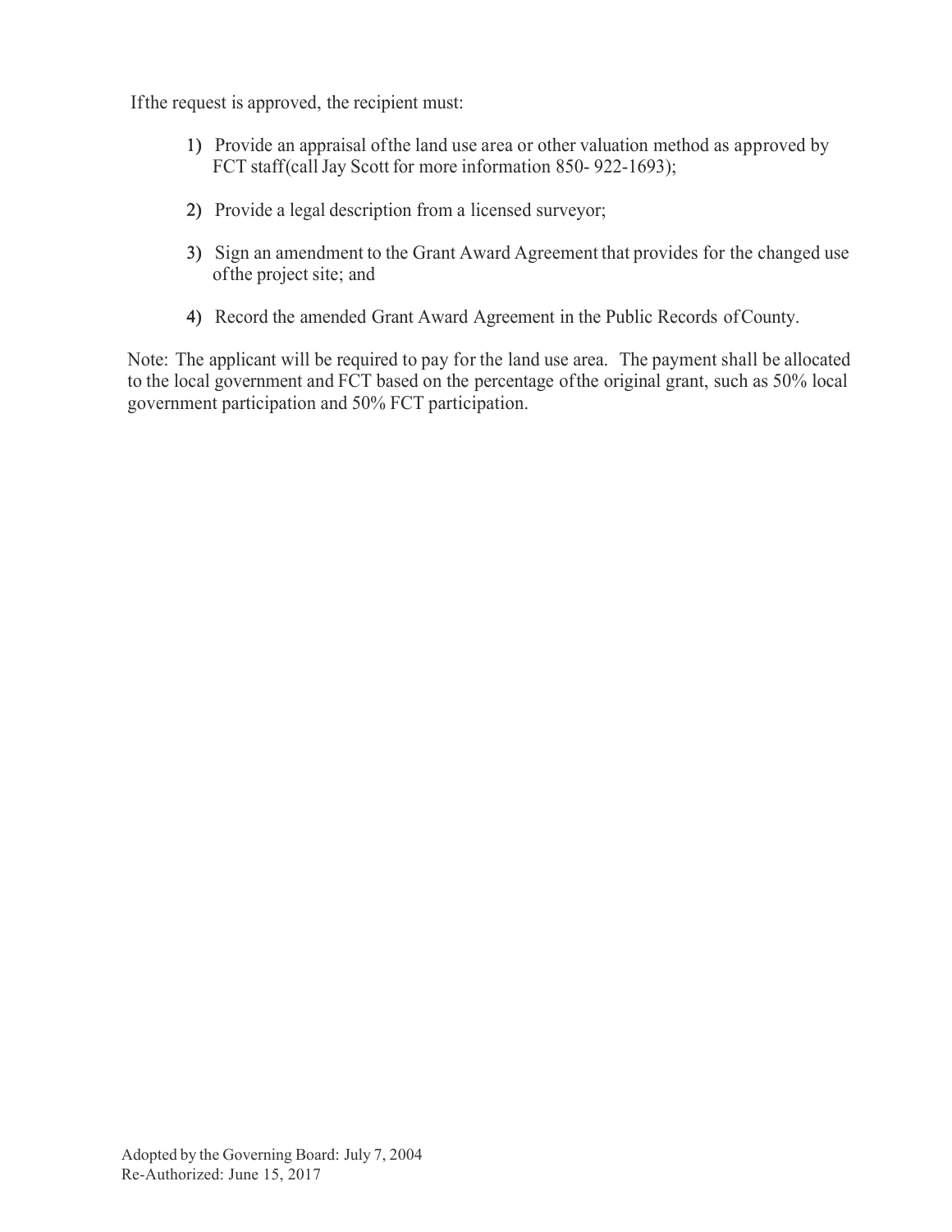If the request is approved, the recipient must:

1) Provide an appraisal of the land use area or other valuation method as approved by FCT staff (call Jay Scott for more information 850- 922-1693);

2) Provide a legal description from a licensed surveyor;

3) Sign an amendment to the Grant Award Agreement that provides for the changed use of the project site; and

4) Record the amended Grant Award Agreement in the Public Records of County.

Note: The applicant will be required to pay for the land use area. The payment shall be allocated to the local government and FCT based on the percentage of the original grant, such as 50% local government participation and 50% FCT participation.

Adopted by the Governing Board: July 7, 2004
Re-Authorized: June 15, 2017